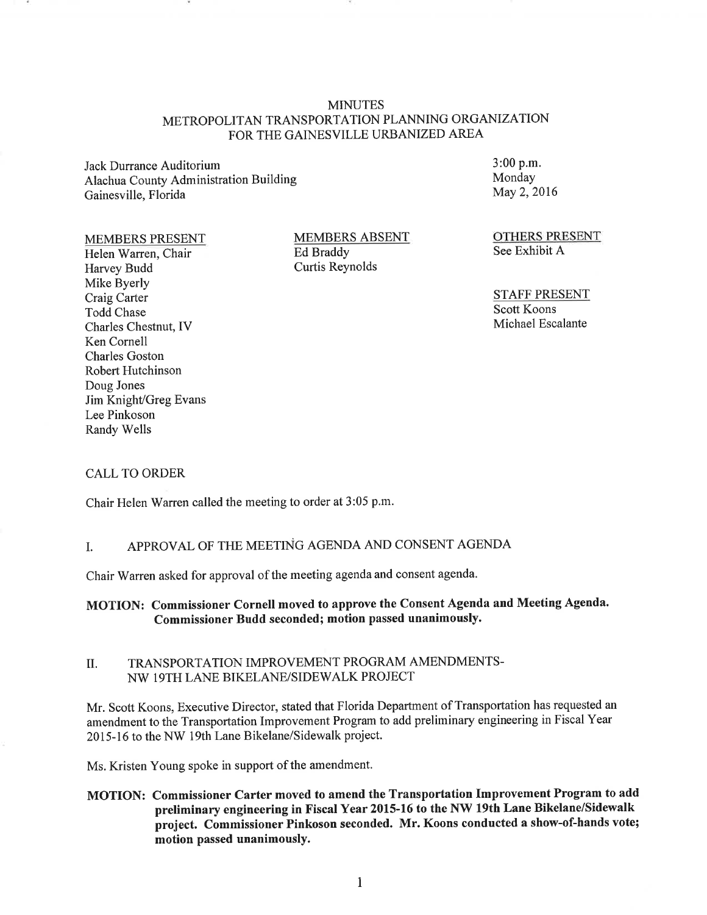# MINUTES
## METROPOLITAN TRANSPORTATION PLANNING ORGANIZATION FOR THE GAINESVILLE URBANIZED AREA

Jack Durrance Auditorium
Alachua County Administration Building
Gainesville, Florida

3:00 p.m.
Monday
May 2, 2016

**MEMBERS PRESENT**
Helen Warren, Chair
Harvey Budd
Mike Byerly
Craig Carter
Todd Chase
Charles Chestnut, IV
Ken Cornell
Charles Goston
Robert Hutchinson
Doug Jones
Jim Knight/Greg Evans
Lee Pinkoson
Randy Wells

**MEMBERS ABSENT**
Ed Braddy
Curtis Reynolds

**OTHERS PRESENT**
See Exhibit A

**STAFF PRESENT**
Scott Koons
Michael Escalante

### CALL TO ORDER

Chair Helen Warren called the meeting to order at 3:05 p.m.

### I. APPROVAL OF THE MEETING AGENDA AND CONSENT AGENDA

Chair Warren asked for approval of the meeting agenda and consent agenda.

**MOTION: Commissioner Cornell moved to approve the Consent Agenda and Meeting Agenda. Commissioner Budd seconded; motion passed unanimously.**

### II. TRANSPORTATION IMPROVEMENT PROGRAM AMENDMENTS- NW 19TH LANE BIKELANE/SIDEWALK PROJECT

Mr. Scott Koons, Executive Director, stated that Florida Department of Transportation has requested an amendment to the Transportation Improvement Program to add preliminary engineering in Fiscal Year 2015-16 to the NW 19th Lane Bikelane/Sidewalk project.

Ms. Kristen Young spoke in support of the amendment.

**MOTION: Commissioner Carter moved to amend the Transportation Improvement Program to add preliminary engineering in Fiscal Year 2015-16 to the NW 19th Lane Bikelane/Sidewalk project. Commissioner Pinkoson seconded. Mr. Koons conducted a show-of-hands vote; motion passed unanimously.**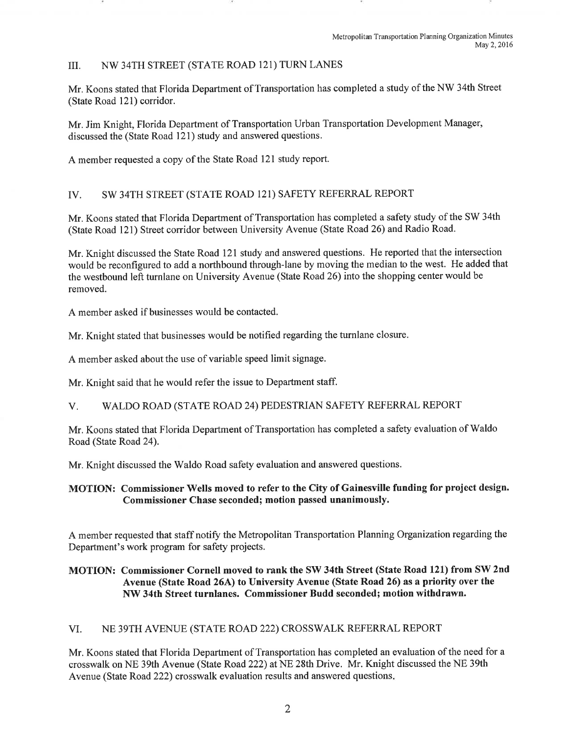## III. NW 34TH STREET (STATE ROAD 121) TURN LANES

Mr. Koons stated that Florida Department of Transportation has completed a study of the NW 34th Street (State Road 121) corridor.

Mr. Jim Knight, Florida Department of Transportation Urban Transportation Development Manager, discussed the (State Road 121) study and answered questions.

A member requested a copy of the State Road 121 study report.

## IV. SW 34TH STREET (STATE ROAD 121) SAFETY REFERRAL REPORT

Mr. Koons stated that Florida Department of Transportation has completed a safety study of the SW 34th (State Road 121) Street corridor between University Avenue (State Road 26) and Radio Road.

Mr. Knight discussed the State Road 121 study and answered questions. He reported that the intersection would be reconfigured to add a northbound through-lane by moving the median to the west. He added that the westbound left turnlane on University Avenue (State Road 26) into the shopping center would be removed.

A member asked if businesses would be contacted.

Mr. Knight stated that businesses would be notified regarding the turnlane closure.

A member asked about the use of variable speed limit signage.

Mr. Knight said that he would refer the issue to Department staff.

## V. WALDO ROAD (STATE ROAD 24) PEDESTRIAN SAFETY REFERRAL REPORT

Mr. Koons stated that Florida Department of Transportation has completed a safety evaluation of Waldo Road (State Road 24).

Mr. Knight discussed the Waldo Road safety evaluation and answered questions.

**MOTION: Commissioner Wells moved to refer to the City of Gainesville funding for project design. Commissioner Chase seconded; motion passed unanimously.**

A member requested that staff notify the Metropolitan Transportation Planning Organization regarding the Department's work program for safety projects.

**MOTION: Commissioner Cornell moved to rank the SW 34th Street (State Road 121) from SW 2nd Avenue (State Road 26A) to University Avenue (State Road 26) as a priority over the NW 34th Street turnlanes. Commissioner Budd seconded; motion withdrawn.**

## VI. NE 39TH AVENUE (STATE ROAD 222) CROSSWALK REFERRAL REPORT

Mr. Koons stated that Florida Department of Transportation has completed an evaluation of the need for a crosswalk on NE 39th Avenue (State Road 222) at NE 28th Drive. Mr. Knight discussed the NE 39th Avenue (State Road 222) crosswalk evaluation results and answered questions.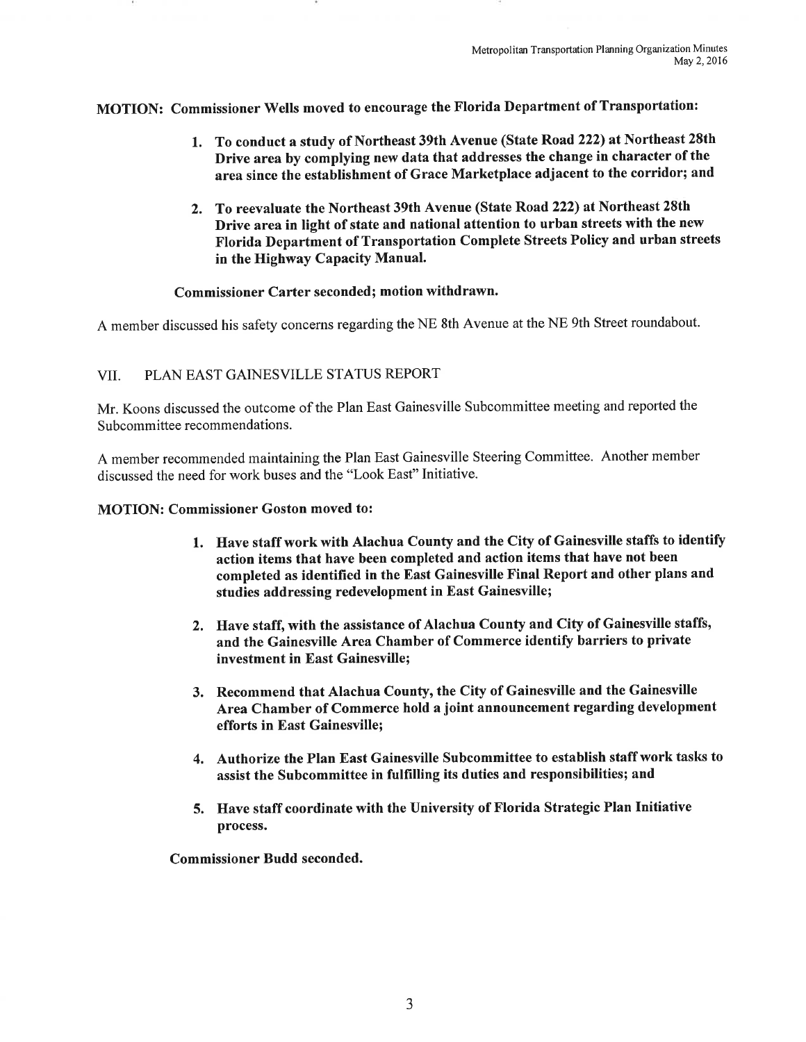**MOTION: Commissioner Wells moved to encourage the Florida Department of Transportation:**

1. **To conduct a study of Northeast 39th Avenue (State Road 222) at Northeast 28th Drive area by complying new data that addresses the change in character of the area since the establishment of Grace Marketplace adjacent to the corridor; and**
2. **To reevaluate the Northeast 39th Avenue (State Road 222) at Northeast 28th Drive area in light of state and national attention to urban streets with the new Florida Department of Transportation Complete Streets Policy and urban streets in the Highway Capacity Manual.**

**Commissioner Carter seconded; motion withdrawn.**

A member discussed his safety concerns regarding the NE 8th Avenue at the NE 9th Street roundabout.

## VII. PLAN EAST GAINESVILLE STATUS REPORT

Mr. Koons discussed the outcome of the Plan East Gainesville Subcommittee meeting and reported the Subcommittee recommendations.

A member recommended maintaining the Plan East Gainesville Steering Committee. Another member discussed the need for work buses and the "Look East" Initiative.

**MOTION: Commissioner Goston moved to:**

1. **Have staff work with Alachua County and the City of Gainesville staffs to identify action items that have been completed and action items that have not been completed as identified in the East Gainesville Final Report and other plans and studies addressing redevelopment in East Gainesville;**
2. **Have staff, with the assistance of Alachua County and City of Gainesville staffs, and the Gainesville Area Chamber of Commerce identify barriers to private investment in East Gainesville;**
3. **Recommend that Alachua County, the City of Gainesville and the Gainesville Area Chamber of Commerce hold a joint announcement regarding development efforts in East Gainesville;**
4. **Authorize the Plan East Gainesville Subcommittee to establish staff work tasks to assist the Subcommittee in fulfilling its duties and responsibilities; and**
5. **Have staff coordinate with the University of Florida Strategic Plan Initiative process.**

**Commissioner Budd seconded.**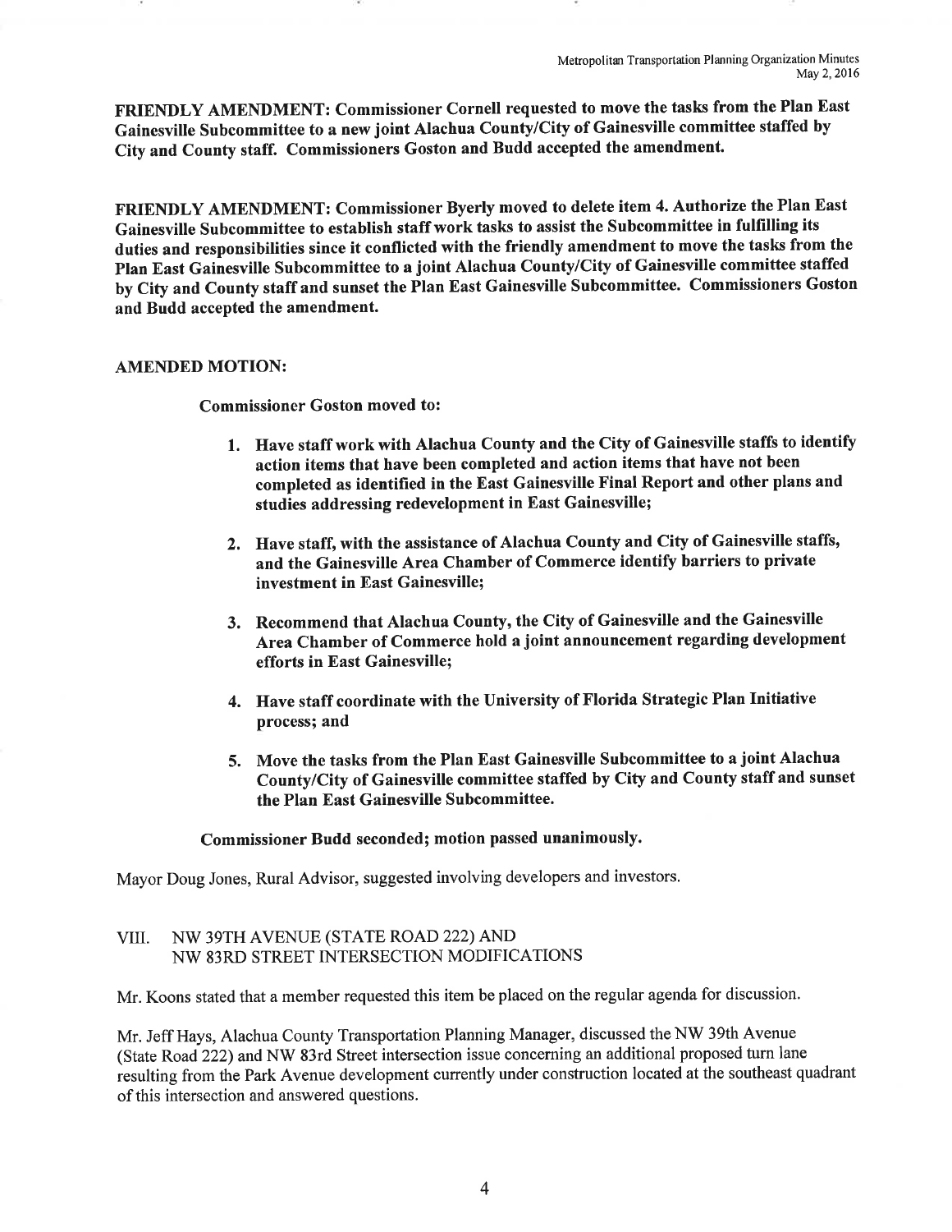**FRIENDLY AMENDMENT: Commissioner Cornell requested to move the tasks from the Plan East Gainesville Subcommittee to a new joint Alachua County/City of Gainesville committee staffed by City and County staff. Commissioners Goston and Budd accepted the amendment.**

**FRIENDLY AMENDMENT: Commissioner Byerly moved to delete item 4. Authorize the Plan East Gainesville Subcommittee to establish staff work tasks to assist the Subcommittee in fulfilling its duties and responsibilities since it conflicted with the friendly amendment to move the tasks from the Plan East Gainesville Subcommittee to a joint Alachua County/City of Gainesville committee staffed by City and County staff and sunset the Plan East Gainesville Subcommittee. Commissioners Goston and Budd accepted the amendment.**

**AMENDED MOTION:**

**Commissioner Goston moved to:**

1. **Have staff work with Alachua County and the City of Gainesville staffs to identify action items that have been completed and action items that have not been completed as identified in the East Gainesville Final Report and other plans and studies addressing redevelopment in East Gainesville;**

2. **Have staff, with the assistance of Alachua County and City of Gainesville staffs, and the Gainesville Area Chamber of Commerce identify barriers to private investment in East Gainesville;**

3. **Recommend that Alachua County, the City of Gainesville and the Gainesville Area Chamber of Commerce hold a joint announcement regarding development efforts in East Gainesville;**

4. **Have staff coordinate with the University of Florida Strategic Plan Initiative process; and**

5. **Move the tasks from the Plan East Gainesville Subcommittee to a joint Alachua County/City of Gainesville committee staffed by City and County staff and sunset the Plan East Gainesville Subcommittee.**

**Commissioner Budd seconded; motion passed unanimously.**

Mayor Doug Jones, Rural Advisor, suggested involving developers and investors.

## VIII. NW 39TH AVENUE (STATE ROAD 222) AND NW 83RD STREET INTERSECTION MODIFICATIONS

Mr. Koons stated that a member requested this item be placed on the regular agenda for discussion.

Mr. Jeff Hays, Alachua County Transportation Planning Manager, discussed the NW 39th Avenue (State Road 222) and NW 83rd Street intersection issue concerning an additional proposed turn lane resulting from the Park Avenue development currently under construction located at the southeast quadrant of this intersection and answered questions.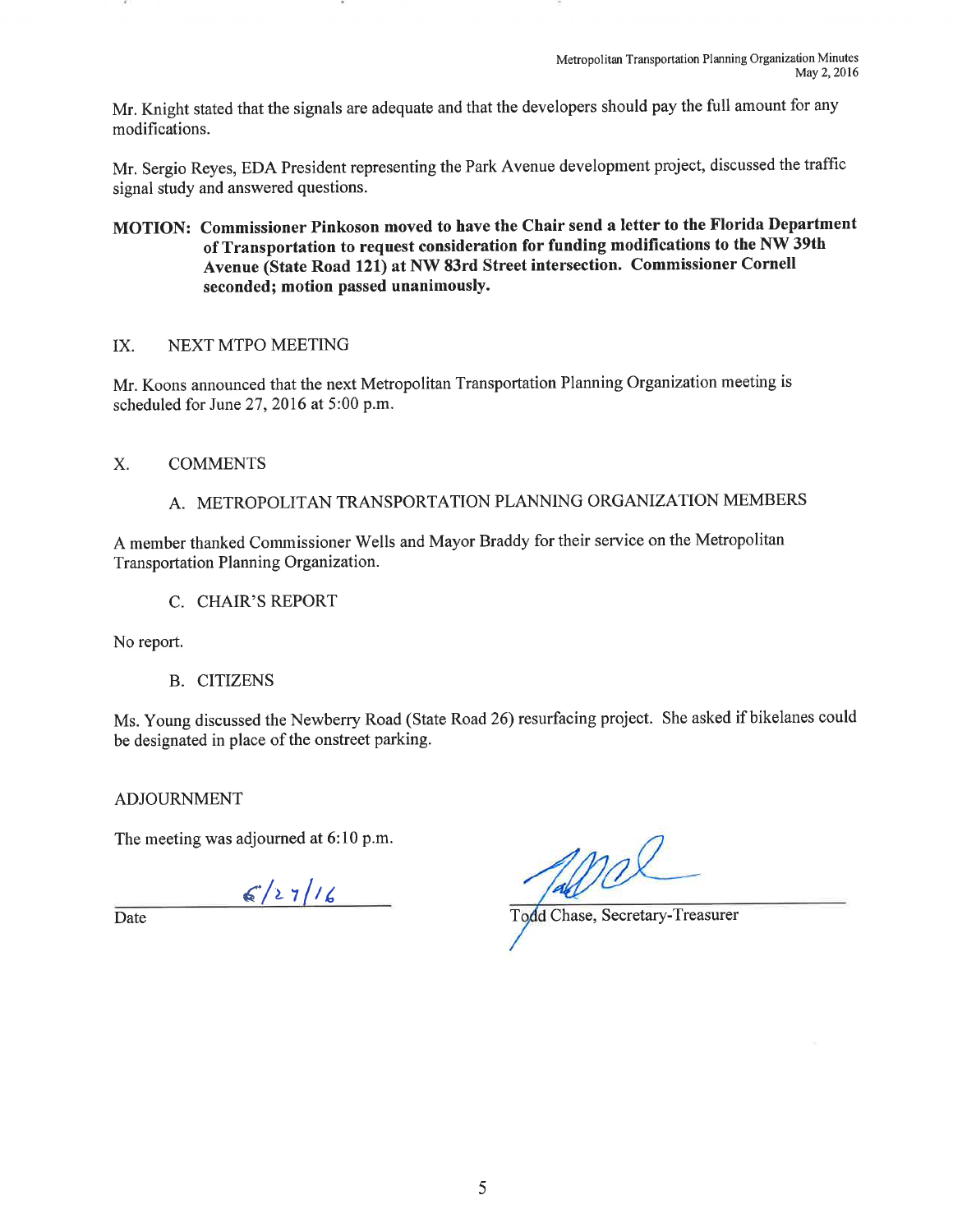Mr. Knight stated that the signals are adequate and that the developers should pay the full amount for any modifications.

Mr. Sergio Reyes, EDA President representing the Park Avenue development project, discussed the traffic signal study and answered questions.

**MOTION: Commissioner Pinkoson moved to have the Chair send a letter to the Florida Department of Transportation to request consideration for funding modifications to the NW 39th Avenue (State Road 121) at NW 83rd Street intersection. Commissioner Cornell seconded; motion passed unanimously.**

## IX. NEXT MTPO MEETING

Mr. Koons announced that the next Metropolitan Transportation Planning Organization meeting is scheduled for June 27, 2016 at 5:00 p.m.

## X. COMMENTS

### A. METROPOLITAN TRANSPORTATION PLANNING ORGANIZATION MEMBERS

A member thanked Commissioner Wells and Mayor Braddy for their service on the Metropolitan Transportation Planning Organization.

### C. CHAIR'S REPORT

No report.

### B. CITIZENS

Ms. Young discussed the Newberry Road (State Road 26) resurfacing project. She asked if bikelanes could be designated in place of the onstreet parking.

## ADJOURNMENT

The meeting was adjourned at 6:10 p.m.

6/27/16
Date

Todd Chase, Secretary-Treasurer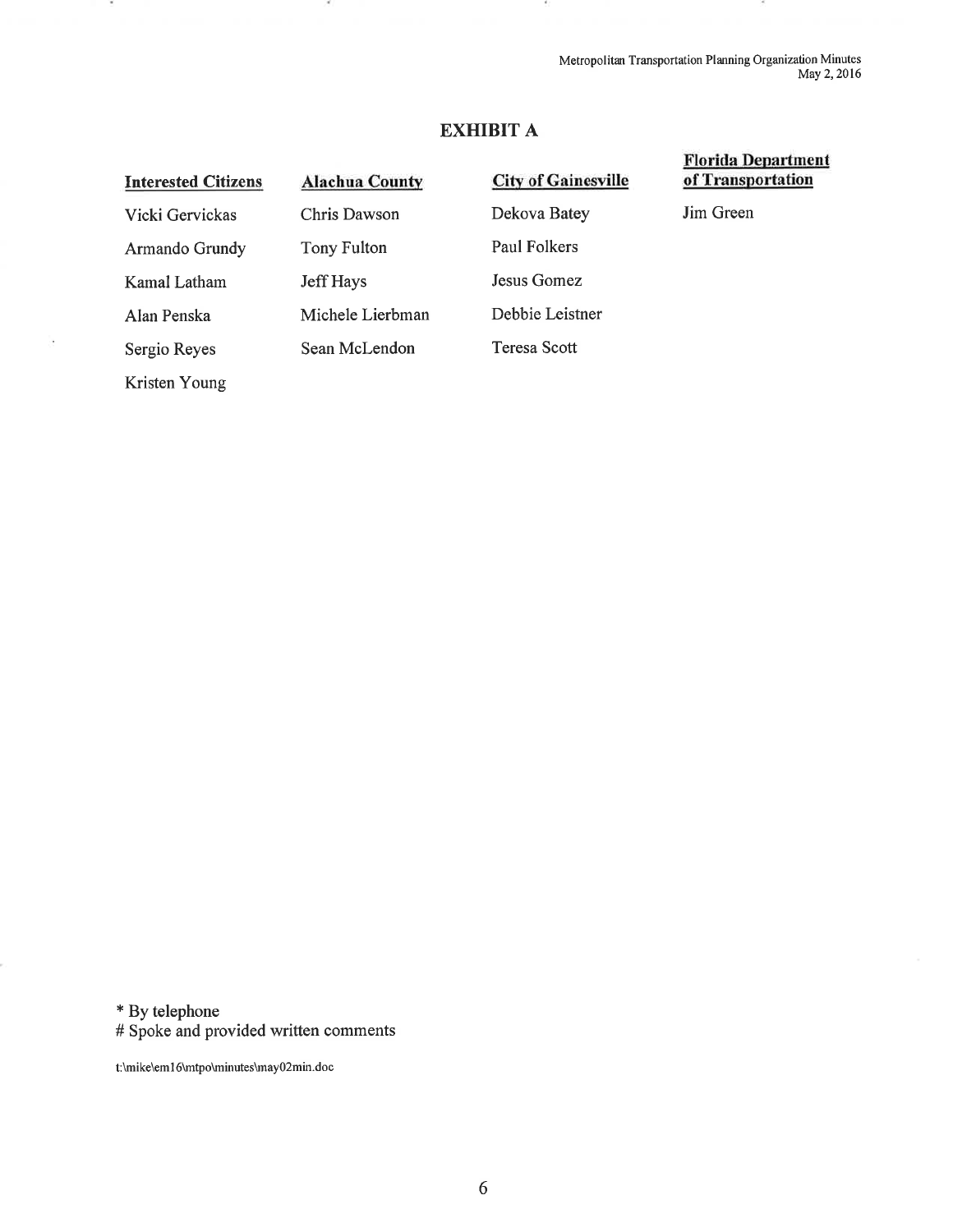## EXHIBIT A

| Interested Citizens | Alachua County | City of Gainesville | Florida Department of Transportation |
|---|---|---|---|
| Vicki Gervickas | Chris Dawson | Dekova Batey | Jim Green |
| Armando Grundy | Tony Fulton | Paul Folkers | |
| Kamal Latham | Jeff Hays | Jesus Gomez | |
| Alan Penska | Michele Lierbman | Debbie Leistner | |
| Sergio Reyes | Sean McLendon | Teresa Scott | |
| Kristen Young | | | |

\* By telephone
\# Spoke and provided written comments

t:\mike\em16\mtpo\minutes\may02min.doc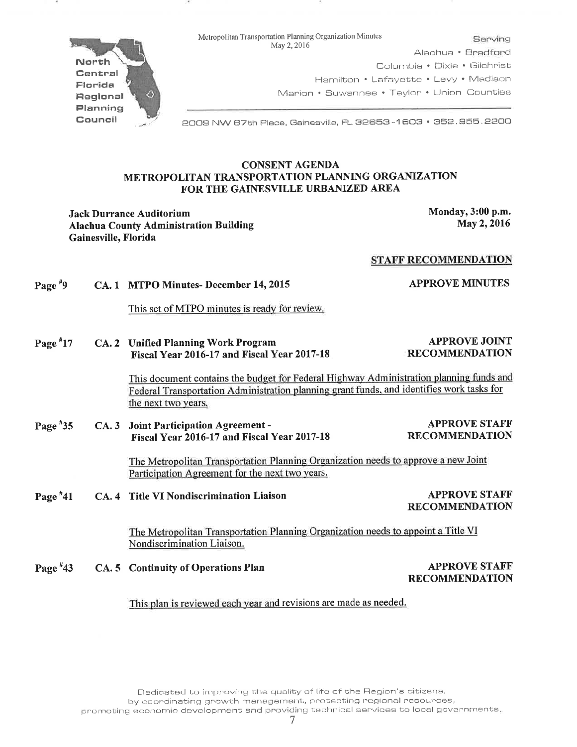North Central Florida Regional Planning Council

Metropolitan Transportation Planning Organization Minutes
May 2, 2016

Serving
Alachua • Bradford
Columbia • Dixie • Gilchrist
Hamilton • Lafayette • Levy • Madison
Marion • Suwannee • Taylor • Union Counties

2009 NW 67th Place, Gainesville, FL 32653-1603 • 352.955.2200

## CONSENT AGENDA
## METROPOLITAN TRANSPORTATION PLANNING ORGANIZATION
## FOR THE GAINESVILLE URBANIZED AREA

**Jack Durrance Auditorium**
**Alachua County Administration Building**
**Gainesville, Florida**

**Monday, 3:00 p.m.**
**May 2, 2016**

**STAFF RECOMMENDATION**

**Page #9 CA. 1 MTPO Minutes- December 14, 2015** — **APPROVE MINUTES**

This set of MTPO minutes is ready for review.

**Page #17 CA. 2 Unified Planning Work Program Fiscal Year 2016-17 and Fiscal Year 2017-18** — **APPROVE JOINT RECOMMENDATION**

This document contains the budget for Federal Highway Administration planning funds and Federal Transportation Administration planning grant funds, and identifies work tasks for the next two years.

**Page #35 CA. 3 Joint Participation Agreement - Fiscal Year 2016-17 and Fiscal Year 2017-18** — **APPROVE STAFF RECOMMENDATION**

The Metropolitan Transportation Planning Organization needs to approve a new Joint Participation Agreement for the next two years.

**Page #41 CA. 4 Title VI Nondiscrimination Liaison** — **APPROVE STAFF RECOMMENDATION**

The Metropolitan Transportation Planning Organization needs to appoint a Title VI Nondiscrimination Liaison.

**Page #43 CA. 5 Continuity of Operations Plan** — **APPROVE STAFF RECOMMENDATION**

This plan is reviewed each year and revisions are made as needed.

Dedicated to improving the quality of life of the Region's citizens,
by coordinating growth management, protecting regional resources,
promoting economic development and providing technical services to local governments.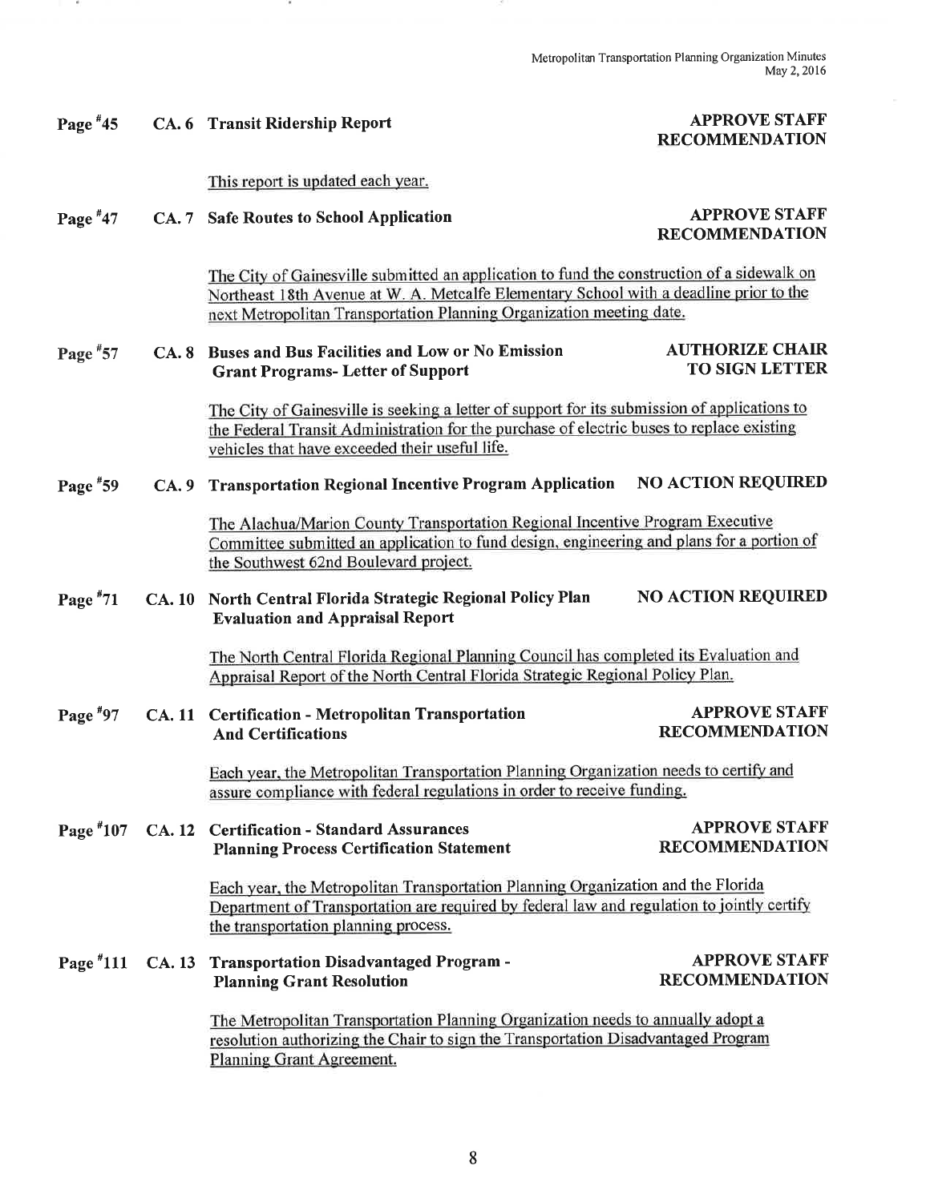**Page #45 CA. 6 Transit Ridership Report** — **APPROVE STAFF RECOMMENDATION**

This report is updated each year.

**Page #47 CA. 7 Safe Routes to School Application** — **APPROVE STAFF RECOMMENDATION**

The City of Gainesville submitted an application to fund the construction of a sidewalk on Northeast 18th Avenue at W. A. Metcalfe Elementary School with a deadline prior to the next Metropolitan Transportation Planning Organization meeting date.

**Page #57 CA. 8 Buses and Bus Facilities and Low or No Emission Grant Programs- Letter of Support** — **AUTHORIZE CHAIR TO SIGN LETTER**

The City of Gainesville is seeking a letter of support for its submission of applications to the Federal Transit Administration for the purchase of electric buses to replace existing vehicles that have exceeded their useful life.

**Page #59 CA. 9 Transportation Regional Incentive Program Application** — **NO ACTION REQUIRED**

The Alachua/Marion County Transportation Regional Incentive Program Executive Committee submitted an application to fund design, engineering and plans for a portion of the Southwest 62nd Boulevard project.

**Page #71 CA. 10 North Central Florida Strategic Regional Policy Plan Evaluation and Appraisal Report** — **NO ACTION REQUIRED**

The North Central Florida Regional Planning Council has completed its Evaluation and Appraisal Report of the North Central Florida Strategic Regional Policy Plan.

**Page #97 CA. 11 Certification - Metropolitan Transportation And Certifications** — **APPROVE STAFF RECOMMENDATION**

Each year, the Metropolitan Transportation Planning Organization needs to certify and assure compliance with federal regulations in order to receive funding.

**Page #107 CA. 12 Certification - Standard Assurances Planning Process Certification Statement** — **APPROVE STAFF RECOMMENDATION**

Each year, the Metropolitan Transportation Planning Organization and the Florida Department of Transportation are required by federal law and regulation to jointly certify the transportation planning process.

**Page #111 CA. 13 Transportation Disadvantaged Program - Planning Grant Resolution** — **APPROVE STAFF RECOMMENDATION**

The Metropolitan Transportation Planning Organization needs to annually adopt a resolution authorizing the Chair to sign the Transportation Disadvantaged Program Planning Grant Agreement.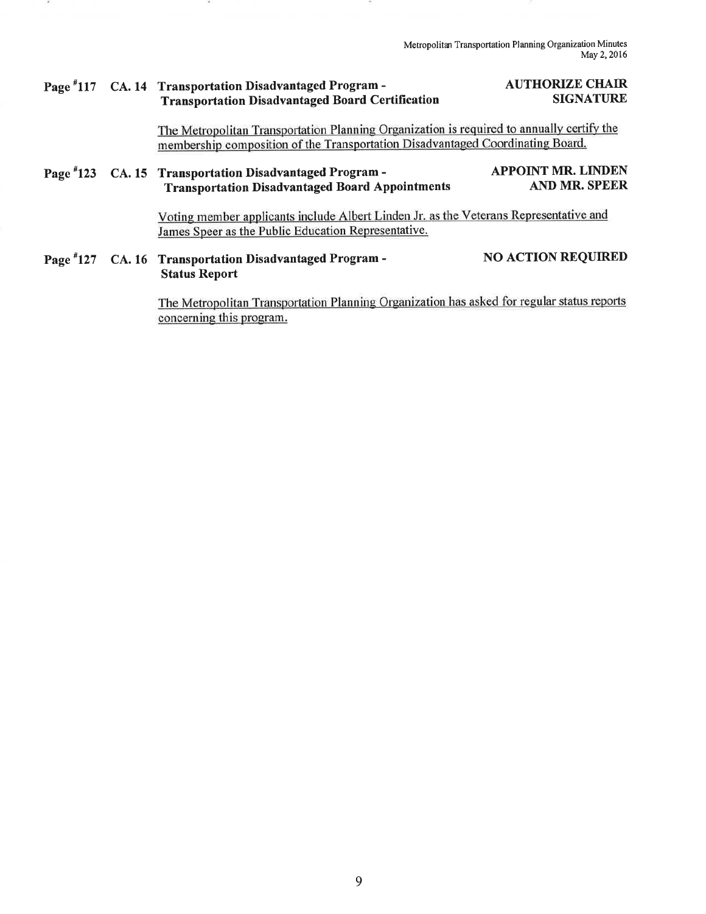**Page #117 CA. 14 Transportation Disadvantaged Program - Transportation Disadvantaged Board Certification** — **AUTHORIZE CHAIR SIGNATURE**

The Metropolitan Transportation Planning Organization is required to annually certify the membership composition of the Transportation Disadvantaged Coordinating Board.

**Page #123 CA. 15 Transportation Disadvantaged Program - Transportation Disadvantaged Board Appointments** — **APPOINT MR. LINDEN AND MR. SPEER**

Voting member applicants include Albert Linden Jr. as the Veterans Representative and James Speer as the Public Education Representative.

**Page #127 CA. 16 Transportation Disadvantaged Program - Status Report** — **NO ACTION REQUIRED**

The Metropolitan Transportation Planning Organization has asked for regular status reports concerning this program.